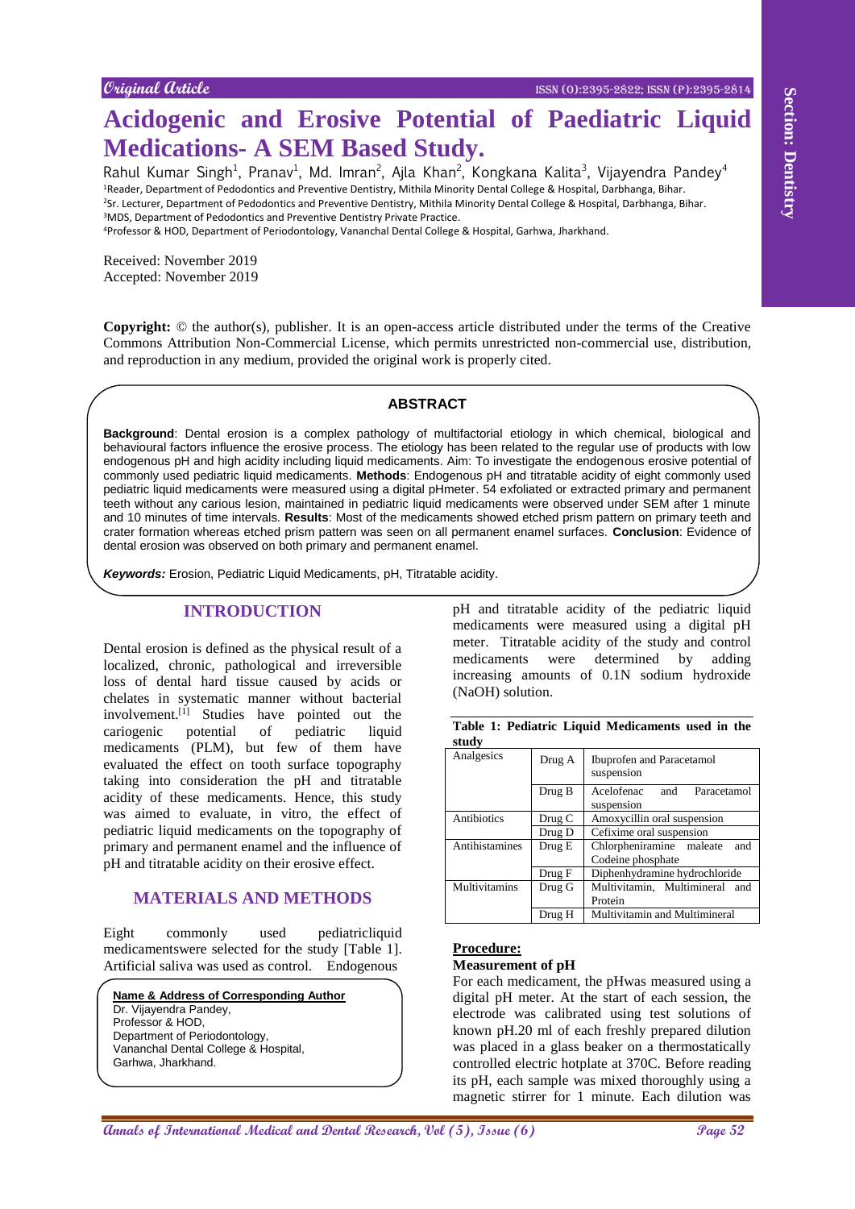Original Article

# Acidogenic and Erosive Potential of Paediatric Liquid Medications- A SEM Based Study.

Rahul Kumar Singh[1], Pranav[1], Md. Imran[2], Ajla Khan[2], Kongkana Kalita[3], Vijayendra Pandey[4]

[1]Reader, Department of Pedodontics and Preventive Dentistry, Mithila Minority Dental College & Hospital, Darbhanga, Bihar.
[2]Sr. Lecturer, Department of Pedodontics and Preventive Dentistry, Mithila Minority Dental College & Hospital, Darbhanga, Bihar.
[3]MDS, Department of Pedodontics and Preventive Dentistry Private Practice.
[4]Professor & HOD, Department of Periodontology, Vananchal Dental College & Hospital, Garhwa, Jharkhand.

Received: November 2019
Accepted: November 2019

**Copyright:** © the author(s), publisher. It is an open-access article distributed under the terms of the Creative Commons Attribution Non-Commercial License, which permits unrestricted non-commercial use, distribution, and reproduction in any medium, provided the original work is properly cited.

## ABSTRACT

**Background**: Dental erosion is a complex pathology of multifactorial etiology in which chemical, biological and behavioural factors influence the erosive process. The etiology has been related to the regular use of products with low endogenous pH and high acidity including liquid medicaments. Aim: To investigate the endogenous erosive potential of commonly used pediatric liquid medicaments. **Methods**: Endogenous pH and titratable acidity of eight commonly used pediatric liquid medicaments were measured using a digital pHmeter. 54 exfoliated or extracted primary and permanent teeth without any carious lesion, maintained in pediatric liquid medicaments were observed under SEM after 1 minute and 10 minutes of time intervals. **Results**: Most of the medicaments showed etched prism pattern on primary teeth and crater formation whereas etched prism pattern was seen on all permanent enamel surfaces. **Conclusion**: Evidence of dental erosion was observed on both primary and permanent enamel.

***Keywords:*** Erosion, Pediatric Liquid Medicaments, pH, Titratable acidity.

## INTRODUCTION

Dental erosion is defined as the physical result of a localized, chronic, pathological and irreversible loss of dental hard tissue caused by acids or chelates in systematic manner without bacterial involvement.[1] Studies have pointed out the cariogenic potential of pediatric liquid medicaments (PLM), but few of them have evaluated the effect on tooth surface topography taking into consideration the pH and titratable acidity of these medicaments. Hence, this study was aimed to evaluate, in vitro, the effect of pediatric liquid medicaments on the topography of primary and permanent enamel and the influence of pH and titratable acidity on their erosive effect.

## MATERIALS AND METHODS

Eight commonly used pediatricliquid medicamentswere selected for the study [Table 1]. Artificial saliva was used as control. Endogenous pH and titratable acidity of the pediatric liquid medicaments were measured using a digital pH meter. Titratable acidity of the study and control medicaments were determined by adding increasing amounts of 0.1N sodium hydroxide (NaOH) solution.

**Name & Address of Corresponding Author**
Dr. Vijayendra Pandey,
Professor & HOD,
Department of Periodontology,
Vananchal Dental College & Hospital,
Garhwa, Jharkhand.

**Table 1: Pediatric Liquid Medicaments used in the study**

| | | |
|---|---|---|
| Analgesics | Drug A | Ibuprofen and Paracetamol suspension |
| | Drug B | Acelofenac and Paracetamol suspension |
| Antibiotics | Drug C | Amoxycillin oral suspension |
| | Drug D | Cefixime oral suspension |
| Antihistamines | Drug E | Chlorpheniramine maleate and Codeine phosphate |
| | Drug F | Diphenhydramine hydrochloride |
| Multivitamins | Drug G | Multivitamin, Multimineral and Protein |
| | Drug H | Multivitamin and Multimineral |

**Procedure:**

**Measurement of pH**

For each medicament, the pHwas measured using a digital pH meter. At the start of each session, the electrode was calibrated using test solutions of known pH.20 ml of each freshly prepared dilution was placed in a glass beaker on a thermostatically controlled electric hotplate at 370C. Before reading its pH, each sample was mixed thoroughly using a magnetic stirrer for 1 minute. Each dilution was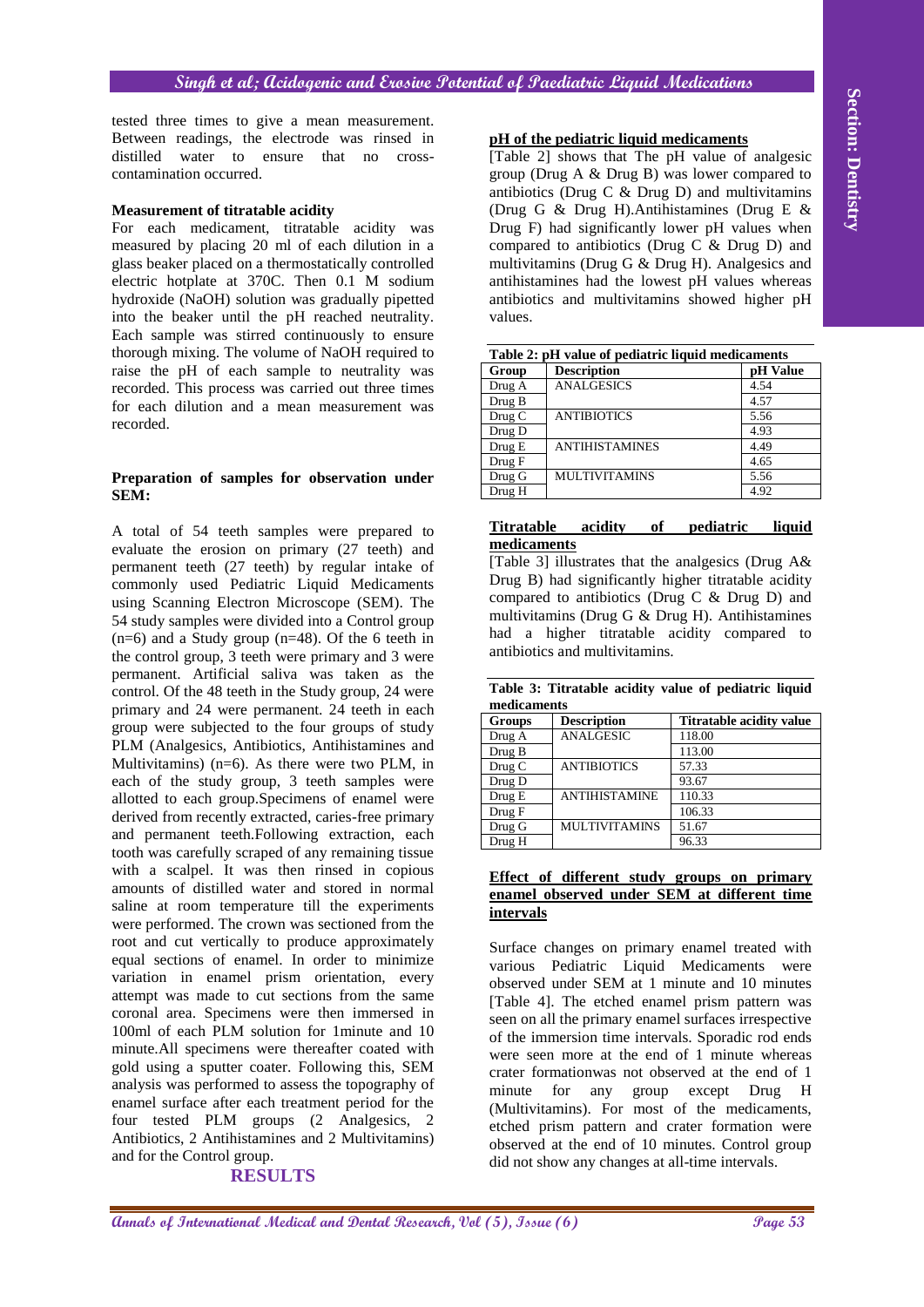tested three times to give a mean measurement. Between readings, the electrode was rinsed in distilled water to ensure that no cross-contamination occurred.

**Measurement of titratable acidity**

For each medicament, titratable acidity was measured by placing 20 ml of each dilution in a glass beaker placed on a thermostatically controlled electric hotplate at 370C. Then 0.1 M sodium hydroxide (NaOH) solution was gradually pipetted into the beaker until the pH reached neutrality. Each sample was stirred continuously to ensure thorough mixing. The volume of NaOH required to raise the pH of each sample to neutrality was recorded. This process was carried out three times for each dilution and a mean measurement was recorded.

**Preparation of samples for observation under SEM:**

A total of 54 teeth samples were prepared to evaluate the erosion on primary (27 teeth) and permanent teeth (27 teeth) by regular intake of commonly used Pediatric Liquid Medicaments using Scanning Electron Microscope (SEM). The 54 study samples were divided into a Control group (n=6) and a Study group (n=48). Of the 6 teeth in the control group, 3 teeth were primary and 3 were permanent. Artificial saliva was taken as the control. Of the 48 teeth in the Study group, 24 were primary and 24 were permanent. 24 teeth in each group were subjected to the four groups of study PLM (Analgesics, Antibiotics, Antihistamines and Multivitamins) (n=6). As there were two PLM, in each of the study group, 3 teeth samples were allotted to each group.Specimens of enamel were derived from recently extracted, caries-free primary and permanent teeth.Following extraction, each tooth was carefully scraped of any remaining tissue with a scalpel. It was then rinsed in copious amounts of distilled water and stored in normal saline at room temperature till the experiments were performed. The crown was sectioned from the root and cut vertically to produce approximately equal sections of enamel. In order to minimize variation in enamel prism orientation, every attempt was made to cut sections from the same coronal area. Specimens were then immersed in 100ml of each PLM solution for 1minute and 10 minute.All specimens were thereafter coated with gold using a sputter coater. Following this, SEM analysis was performed to assess the topography of enamel surface after each treatment period for the four tested PLM groups (2 Analgesics, 2 Antibiotics, 2 Antihistamines and 2 Multivitamins) and for the Control group.

## RESULTS

**pH of the pediatric liquid medicaments**

[Table 2] shows that The pH value of analgesic group (Drug A & Drug B) was lower compared to antibiotics (Drug C & Drug D) and multivitamins (Drug G & Drug H).Antihistamines (Drug E & Drug F) had significantly lower pH values when compared to antibiotics (Drug C & Drug D) and multivitamins (Drug G & Drug H). Analgesics and antihistamines had the lowest pH values whereas antibiotics and multivitamins showed higher pH values.

**Table 2: pH value of pediatric liquid medicaments**

| Group | Description | pH Value |
|---|---|---|
| Drug A | ANALGESICS | 4.54 |
| Drug B | | 4.57 |
| Drug C | ANTIBIOTICS | 5.56 |
| Drug D | | 4.93 |
| Drug E | ANTIHISTAMINES | 4.49 |
| Drug F | | 4.65 |
| Drug G | MULTIVITAMINS | 5.56 |
| Drug H | | 4.92 |

**Titratable acidity of pediatric liquid medicaments**

[Table 3] illustrates that the analgesics (Drug A& Drug B) had significantly higher titratable acidity compared to antibiotics (Drug C & Drug D) and multivitamins (Drug G & Drug H). Antihistamines had a higher titratable acidity compared to antibiotics and multivitamins.

**Table 3: Titratable acidity value of pediatric liquid medicaments**

| Groups | Description | Titratable acidity value |
|---|---|---|
| Drug A | ANALGESIC | 118.00 |
| Drug B | | 113.00 |
| Drug C | ANTIBIOTICS | 57.33 |
| Drug D | | 93.67 |
| Drug E | ANTIHISTAMINE | 110.33 |
| Drug F | | 106.33 |
| Drug G | MULTIVITAMINS | 51.67 |
| Drug H | | 96.33 |

**Effect of different study groups on primary enamel observed under SEM at different time intervals**

Surface changes on primary enamel treated with various Pediatric Liquid Medicaments were observed under SEM at 1 minute and 10 minutes [Table 4]. The etched enamel prism pattern was seen on all the primary enamel surfaces irrespective of the immersion time intervals. Sporadic rod ends were seen more at the end of 1 minute whereas crater formationwas not observed at the end of 1 minute for any group except Drug H (Multivitamins). For most of the medicaments, etched prism pattern and crater formation were observed at the end of 10 minutes. Control group did not show any changes at all-time intervals.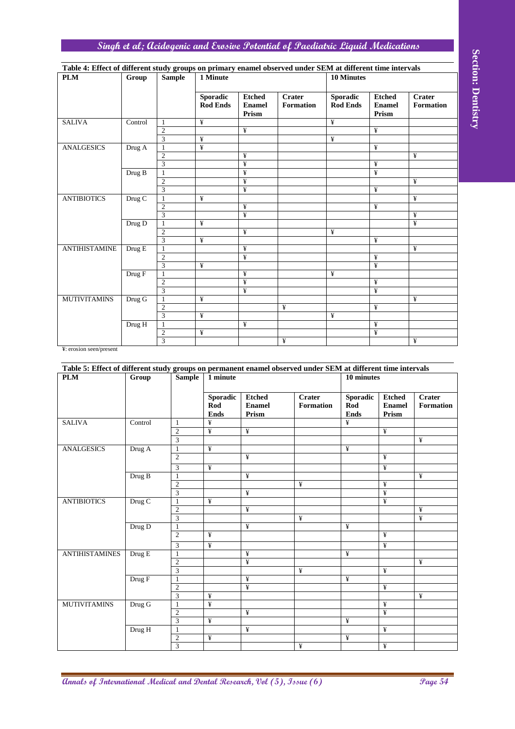**Table 4: Effect of different study groups on primary enamel observed under SEM at different time intervals**

| PLM | Group | Sample | 1 Minute | | | 10 Minutes | | |
|---|---|---|---|---|---|---|---|---|
| | | | Sporadic Rod Ends | Etched Enamel Prism | Crater Formation | Sporadic Rod Ends | Etched Enamel Prism | Crater Formation |
| SALIVA | Control | 1 | ¥ | | | ¥ | | |
| | | 2 | | ¥ | | | ¥ | |
| | | 3 | ¥ | | | ¥ | | |
| ANALGESICS | Drug A | 1 | ¥ | | | | ¥ | |
| | | 2 | | ¥ | | | | ¥ |
| | | 3 | | ¥ | | | ¥ | |
| | Drug B | 1 | | ¥ | | | ¥ | |
| | | 2 | | ¥ | | | | ¥ |
| | | 3 | | ¥ | | | ¥ | |
| ANTIBIOTICS | Drug C | 1 | ¥ | | | | | ¥ |
| | | 2 | | ¥ | | | ¥ | |
| | | 3 | | ¥ | | | | ¥ |
| | Drug D | 1 | ¥ | | | | | ¥ |
| | | 2 | | ¥ | | ¥ | | |
| | | 3 | ¥ | | | | ¥ | |
| ANTIHISTAMINE | Drug E | 1 | | ¥ | | | | ¥ |
| | | 2 | | ¥ | | | ¥ | |
| | | 3 | ¥ | | | | ¥ | |
| | Drug F | 1 | | ¥ | | ¥ | | |
| | | 2 | | ¥ | | | ¥ | |
| | | 3 | | ¥ | | | ¥ | |
| MUTIVITAMINS | Drug G | 1 | ¥ | | | | | ¥ |
| | | 2 | | | ¥ | | ¥ | |
| | | 3 | ¥ | | | ¥ | | |
| | Drug H | 1 | | ¥ | | | ¥ | |
| | | 2 | ¥ | | | | ¥ | |
| | | 3 | | | ¥ | | | ¥ |

¥: erosion seen/present

**Table 5: Effect of different study groups on permanent enamel observed under SEM at different time intervals**

| PLM | Group | Sample | 1 minute | | | 10 minutes | | |
|---|---|---|---|---|---|---|---|---|
| | | | Sporadic Rod Ends | Etched Enamel Prism | Crater Formation | Sporadic Rod Ends | Etched Enamel Prism | Crater Formation |
| SALIVA | Control | 1 | ¥ | | | ¥ | | |
| | | 2 | ¥ | ¥ | | | ¥ | |
| | | 3 | | | | | | ¥ |
| ANALGESICS | Drug A | 1 | ¥ | | | ¥ | | |
| | | 2 | | ¥ | | | ¥ | |
| | | 3 | ¥ | | | | ¥ | |
| | Drug B | 1 | | ¥ | | | | ¥ |
| | | 2 | | | ¥ | | ¥ | |
| | | 3 | | ¥ | | | ¥ | |
| ANTIBIOTICS | Drug C | 1 | ¥ | | | | ¥ | |
| | | 2 | | ¥ | | | | ¥ |
| | | 3 | | | ¥ | | | ¥ |
| | Drug D | 1 | | ¥ | | ¥ | | |
| | | 2 | ¥ | | | | ¥ | |
| | | 3 | ¥ | | | | ¥ | |
| ANTIHISTAMINES | Drug E | 1 | | ¥ | | ¥ | | |
| | | 2 | | ¥ | | | | ¥ |
| | | 3 | | | ¥ | | ¥ | |
| | Drug F | 1 | | ¥ | | ¥ | | |
| | | 2 | | ¥ | | | ¥ | |
| | | 3 | ¥ | | | | | ¥ |
| MUTIVITAMINS | Drug G | 1 | ¥ | | | | ¥ | |
| | | 2 | | ¥ | | | ¥ | |
| | | 3 | ¥ | | | ¥ | | |
| | Drug H | 1 | | ¥ | | | ¥ | |
| | | 2 | ¥ | | | ¥ | | |
| | | 3 | | | ¥ | | ¥ | |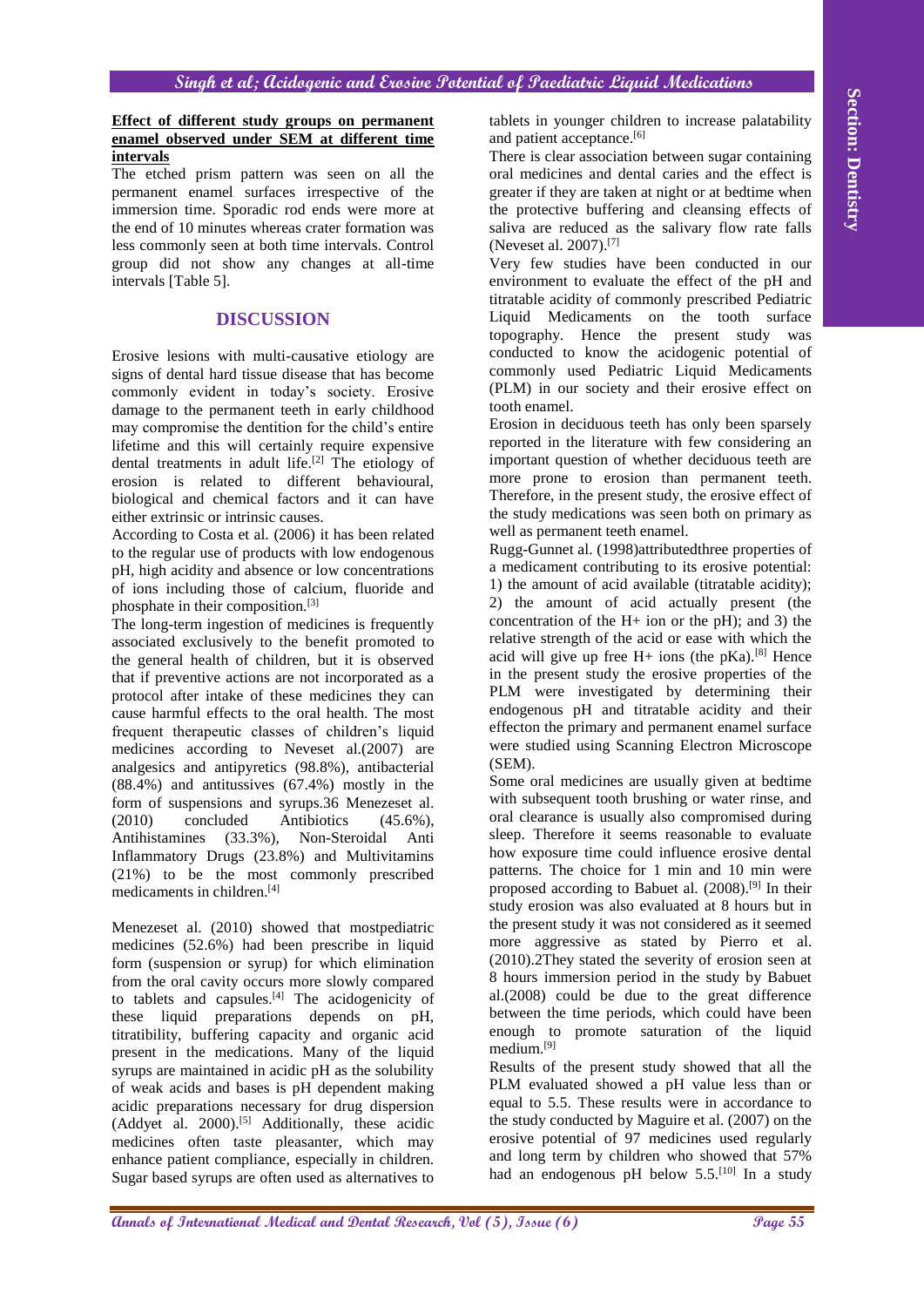**Effect of different study groups on permanent enamel observed under SEM at different time intervals**

The etched prism pattern was seen on all the permanent enamel surfaces irrespective of the immersion time. Sporadic rod ends were more at the end of 10 minutes whereas crater formation was less commonly seen at both time intervals. Control group did not show any changes at all-time intervals [Table 5].

## DISCUSSION

Erosive lesions with multi-causative etiology are signs of dental hard tissue disease that has become commonly evident in today's society. Erosive damage to the permanent teeth in early childhood may compromise the dentition for the child's entire lifetime and this will certainly require expensive dental treatments in adult life.[2] The etiology of erosion is related to different behavioural, biological and chemical factors and it can have either extrinsic or intrinsic causes.

According to Costa et al. (2006) it has been related to the regular use of products with low endogenous pH, high acidity and absence or low concentrations of ions including those of calcium, fluoride and phosphate in their composition.[3]

The long-term ingestion of medicines is frequently associated exclusively to the benefit promoted to the general health of children, but it is observed that if preventive actions are not incorporated as a protocol after intake of these medicines they can cause harmful effects to the oral health. The most frequent therapeutic classes of children's liquid medicines according to Neveset al.(2007) are analgesics and antipyretics (98.8%), antibacterial (88.4%) and antitussives (67.4%) mostly in the form of suspensions and syrups.36 Menezeset al. (2010) concluded Antibiotics (45.6%), Antihistamines (33.3%), Non-Steroidal Anti Inflammatory Drugs (23.8%) and Multivitamins (21%) to be the most commonly prescribed medicaments in children.[4]

Menezeset al. (2010) showed that mostpediatric medicines (52.6%) had been prescribe in liquid form (suspension or syrup) for which elimination from the oral cavity occurs more slowly compared to tablets and capsules.[4] The acidogenicity of these liquid preparations depends on pH, titratibility, buffering capacity and organic acid present in the medications. Many of the liquid syrups are maintained in acidic pH as the solubility of weak acids and bases is pH dependent making acidic preparations necessary for drug dispersion (Addyet al. 2000).[5] Additionally, these acidic medicines often taste pleasanter, which may enhance patient compliance, especially in children. Sugar based syrups are often used as alternatives to tablets in younger children to increase palatability and patient acceptance.[6]

There is clear association between sugar containing oral medicines and dental caries and the effect is greater if they are taken at night or at bedtime when the protective buffering and cleansing effects of saliva are reduced as the salivary flow rate falls (Neveset al. 2007).[7]

Very few studies have been conducted in our environment to evaluate the effect of the pH and titratable acidity of commonly prescribed Pediatric Liquid Medicaments on the tooth surface topography. Hence the present study was conducted to know the acidogenic potential of commonly used Pediatric Liquid Medicaments (PLM) in our society and their erosive effect on tooth enamel.

Erosion in deciduous teeth has only been sparsely reported in the literature with few considering an important question of whether deciduous teeth are more prone to erosion than permanent teeth. Therefore, in the present study, the erosive effect of the study medications was seen both on primary as well as permanent teeth enamel.

Rugg-Gunet al. (1998)attributedthree properties of a medicament contributing to its erosive potential: 1) the amount of acid available (titratable acidity); 2) the amount of acid actually present (the concentration of the $H^+$ ion or the pH); and 3) the relative strength of the acid or ease with which the acid will give up free $H^+$ ions (the pKa).[8] Hence in the present study the erosive properties of the PLM were investigated by determining their endogenous pH and titratable acidity and their effecton the primary and permanent enamel surface were studied using Scanning Electron Microscope (SEM).

Some oral medicines are usually given at bedtime with subsequent tooth brushing or water rinse, and oral clearance is usually also compromised during sleep. Therefore it seems reasonable to evaluate how exposure time could influence erosive dental patterns. The choice for 1 min and 10 min were proposed according to Babuet al. (2008).[9] In their study erosion was also evaluated at 8 hours but in the present study it was not considered as it seemed more aggressive as stated by Pierro et al. (2010).2They stated the severity of erosion seen at 8 hours immersion period in the study by Babuet al.(2008) could be due to the great difference between the time periods, which could have been enough to promote saturation of the liquid medium.[9]

Results of the present study showed that all the PLM evaluated showed a pH value less than or equal to 5.5. These results were in accordance to the study conducted by Maguire et al. (2007) on the erosive potential of 97 medicines used regularly and long term by children who showed that 57% had an endogenous pH below 5.5.[10] In a study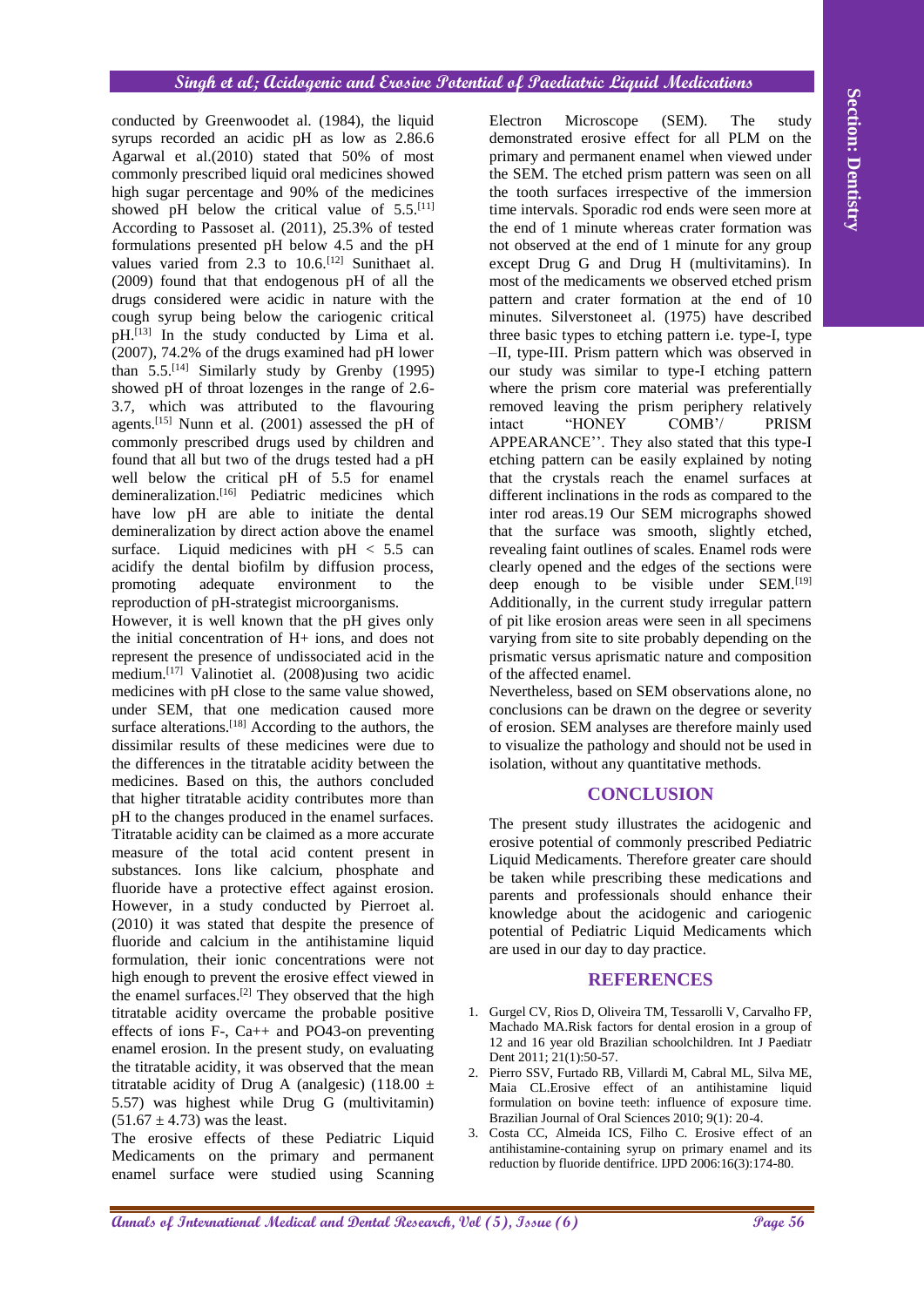conducted by Greenwoodet al. (1984), the liquid syrups recorded an acidic pH as low as 2.86.6 Agarwal et al.(2010) stated that 50% of most commonly prescribed liquid oral medicines showed high sugar percentage and 90% of the medicines showed pH below the critical value of 5.5.[11] According to Passoset al. (2011), 25.3% of tested formulations presented pH below 4.5 and the pH values varied from 2.3 to 10.6.[12] Sunithaet al. (2009) found that that endogenous pH of all the drugs considered were acidic in nature with the cough syrup being below the cariogenic critical pH.[13] In the study conducted by Lima et al. (2007), 74.2% of the drugs examined had pH lower than 5.5.[14] Similarly study by Grenby (1995) showed pH of throat lozenges in the range of 2.6-3.7, which was attributed to the flavouring agents.[15] Nunn et al. (2001) assessed the pH of commonly prescribed drugs used by children and found that all but two of the drugs tested had a pH well below the critical pH of 5.5 for enamel demineralization.[16] Pediatric medicines which have low pH are able to initiate the dental demineralization by direct action above the enamel surface. Liquid medicines with pH < 5.5 can acidify the dental biofilm by diffusion process, promoting adequate environment to the reproduction of pH-strategist microorganisms.

However, it is well known that the pH gives only the initial concentration of H+ ions, and does not represent the presence of undissociated acid in the medium.[17] Valinotiet al. (2008)using two acidic medicines with pH close to the same value showed, under SEM, that one medication caused more surface alterations.[18] According to the authors, the dissimilar results of these medicines were due to the differences in the titratable acidity between the medicines. Based on this, the authors concluded that higher titratable acidity contributes more than pH to the changes produced in the enamel surfaces. Titratable acidity can be claimed as a more accurate measure of the total acid content present in substances. Ions like calcium, phosphate and fluoride have a protective effect against erosion. However, in a study conducted by Pierroet al. (2010) it was stated that despite the presence of fluoride and calcium in the antihistamine liquid formulation, their ionic concentrations were not high enough to prevent the erosive effect viewed in the enamel surfaces.[2] They observed that the high titratable acidity overcame the probable positive effects of ions F-, Ca++ and PO43-on preventing enamel erosion. In the present study, on evaluating the titratable acidity, it was observed that the mean titratable acidity of Drug A (analgesic) ($118.00 \pm 5.57$) was highest while Drug G (multivitamin) ($51.67 \pm 4.73$) was the least.

The erosive effects of these Pediatric Liquid Medicaments on the primary and permanent enamel surface were studied using Scanning Electron Microscope (SEM). The study demonstrated erosive effect for all PLM on the primary and permanent enamel when viewed under the SEM. The etched prism pattern was seen on all the tooth surfaces irrespective of the immersion time intervals. Sporadic rod ends were seen more at the end of 1 minute whereas crater formation was not observed at the end of 1 minute for any group except Drug G and Drug H (multivitamins). In most of the medicaments we observed etched prism pattern and crater formation at the end of 10 minutes. Silverstoneet al. (1975) have described three basic types to etching pattern i.e. type-I, type –II, type-III. Prism pattern which was observed in our study was similar to type-I etching pattern where the prism core material was preferentially removed leaving the prism periphery relatively intact "HONEY COMB'/ PRISM APPEARANCE''. They also stated that this type-I etching pattern can be easily explained by noting that the crystals reach the enamel surfaces at different inclinations in the rods as compared to the inter rod areas.19 Our SEM micrographs showed that the surface was smooth, slightly etched, revealing faint outlines of scales. Enamel rods were clearly opened and the edges of the sections were deep enough to be visible under SEM.[19] Additionally, in the current study irregular pattern of pit like erosion areas were seen in all specimens varying from site to site probably depending on the prismatic versus aprismatic nature and composition of the affected enamel.

Nevertheless, based on SEM observations alone, no conclusions can be drawn on the degree or severity of erosion. SEM analyses are therefore mainly used to visualize the pathology and should not be used in isolation, without any quantitative methods.

## CONCLUSION

The present study illustrates the acidogenic and erosive potential of commonly prescribed Pediatric Liquid Medicaments. Therefore greater care should be taken while prescribing these medications and parents and professionals should enhance their knowledge about the acidogenic and cariogenic potential of Pediatric Liquid Medicaments which are used in our day to day practice.

## REFERENCES

1. Gurgel CV, Rios D, Oliveira TM, Tessarolli V, Carvalho FP, Machado MA.Risk factors for dental erosion in a group of 12 and 16 year old Brazilian schoolchildren. Int J Paediatr Dent 2011; 21(1):50-57.
2. Pierro SSV, Furtado RB, Villardi M, Cabral ML, Silva ME, Maia CL.Erosive effect of an antihistamine liquid formulation on bovine teeth: influence of exposure time. Brazilian Journal of Oral Sciences 2010; 9(1): 20-4.
3. Costa CC, Almeida ICS, Filho C. Erosive effect of an antihistamine-containing syrup on primary enamel and its reduction by fluoride dentifrice. IJPD 2006:16(3):174-80.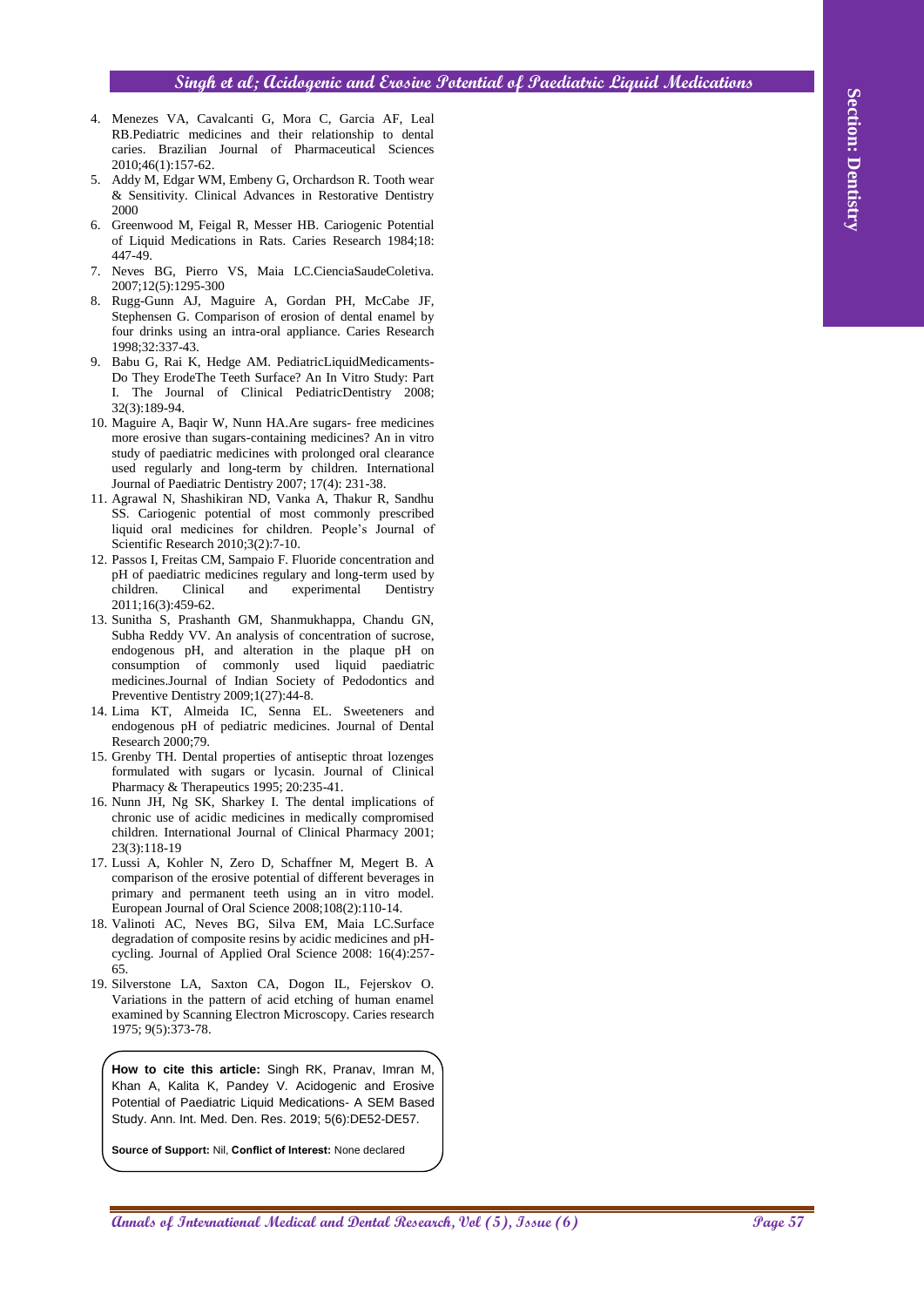4. Menezes VA, Cavalcanti G, Mora C, Garcia AF, Leal RB.Pediatric medicines and their relationship to dental caries. Brazilian Journal of Pharmaceutical Sciences 2010;46(1):157-62.
5. Addy M, Edgar WM, Embeny G, Orchardson R. Tooth wear & Sensitivity. Clinical Advances in Restorative Dentistry 2000
6. Greenwood M, Feigal R, Messer HB. Cariogenic Potential of Liquid Medications in Rats. Caries Research 1984;18: 447-49.
7. Neves BG, Pierro VS, Maia LC.CienciaSaudeColetiva. 2007;12(5):1295-300
8. Rugg-Gunn AJ, Maguire A, Gordan PH, McCabe JF, Stephensen G. Comparison of erosion of dental enamel by four drinks using an intra-oral appliance. Caries Research 1998;32:337-43.
9. Babu G, Rai K, Hedge AM. PediatricLiquidMedicaments-Do They ErodeThe Teeth Surface? An In Vitro Study: Part I. The Journal of Clinical PediatricDentistry 2008; 32(3):189-94.
10. Maguire A, Baqir W, Nunn HA.Are sugars- free medicines more erosive than sugars-containing medicines? An in vitro study of paediatric medicines with prolonged oral clearance used regularly and long-term by children. International Journal of Paediatric Dentistry 2007; 17(4): 231-38.
11. Agrawal N, Shashikiran ND, Vanka A, Thakur R, Sandhu SS. Cariogenic potential of most commonly prescribed liquid oral medicines for children. People's Journal of Scientific Research 2010;3(2):7-10.
12. Passos I, Freitas CM, Sampaio F. Fluoride concentration and pH of paediatric medicines regulary and long-term used by children. Clinical and experimental Dentistry 2011;16(3):459-62.
13. Sunitha S, Prashanth GM, Shanmukhappa, Chandu GN, Subha Reddy VV. An analysis of concentration of sucrose, endogenous pH, and alteration in the plaque pH on consumption of commonly used liquid paediatric medicines.Journal of Indian Society of Pedodontics and Preventive Dentistry 2009;1(27):44-8.
14. Lima KT, Almeida IC, Senna EL. Sweeteners and endogenous pH of pediatric medicines. Journal of Dental Research 2000;79.
15. Grenby TH. Dental properties of antiseptic throat lozenges formulated with sugars or lycasin. Journal of Clinical Pharmacy & Therapeutics 1995; 20:235-41.
16. Nunn JH, Ng SK, Sharkey I. The dental implications of chronic use of acidic medicines in medically compromised children. International Journal of Clinical Pharmacy 2001; 23(3):118-19
17. Lussi A, Kohler N, Zero D, Schaffner M, Megert B. A comparison of the erosive potential of different beverages in primary and permanent teeth using an in vitro model. European Journal of Oral Science 2008;108(2):110-14.
18. Valinoti AC, Neves BG, Silva EM, Maia LC.Surface degradation of composite resins by acidic medicines and pH-cycling. Journal of Applied Oral Science 2008: 16(4):257-65.
19. Silverstone LA, Saxton CA, Dogon IL, Fejerskov O. Variations in the pattern of acid etching of human enamel examined by Scanning Electron Microscopy. Caries research 1975; 9(5):373-78.

**How to cite this article:** Singh RK, Pranav, Imran M, Khan A, Kalita K, Pandey V. Acidogenic and Erosive Potential of Paediatric Liquid Medications- A SEM Based Study. Ann. Int. Med. Den. Res. 2019; 5(6):DE52-DE57.

**Source of Support:** Nil, **Conflict of Interest:** None declared